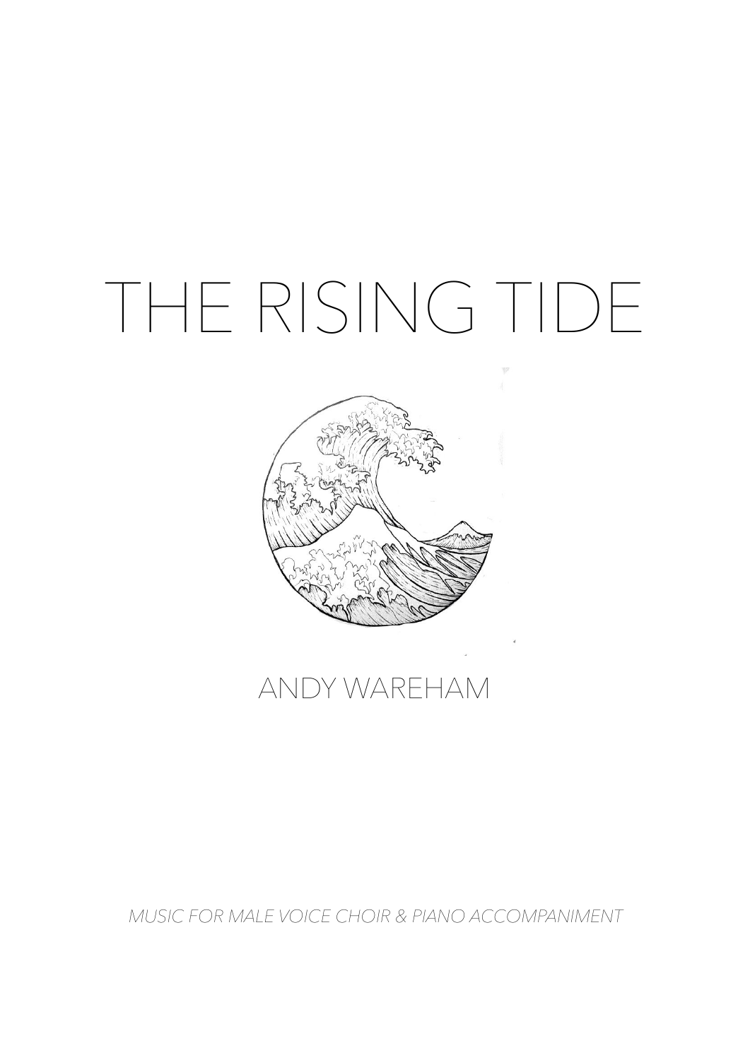# THE RISING TIDE

ANDY WAREHAM

*MUSIC FOR MALE VOICE CHOIR & PIANO ACCOMPANIMENT*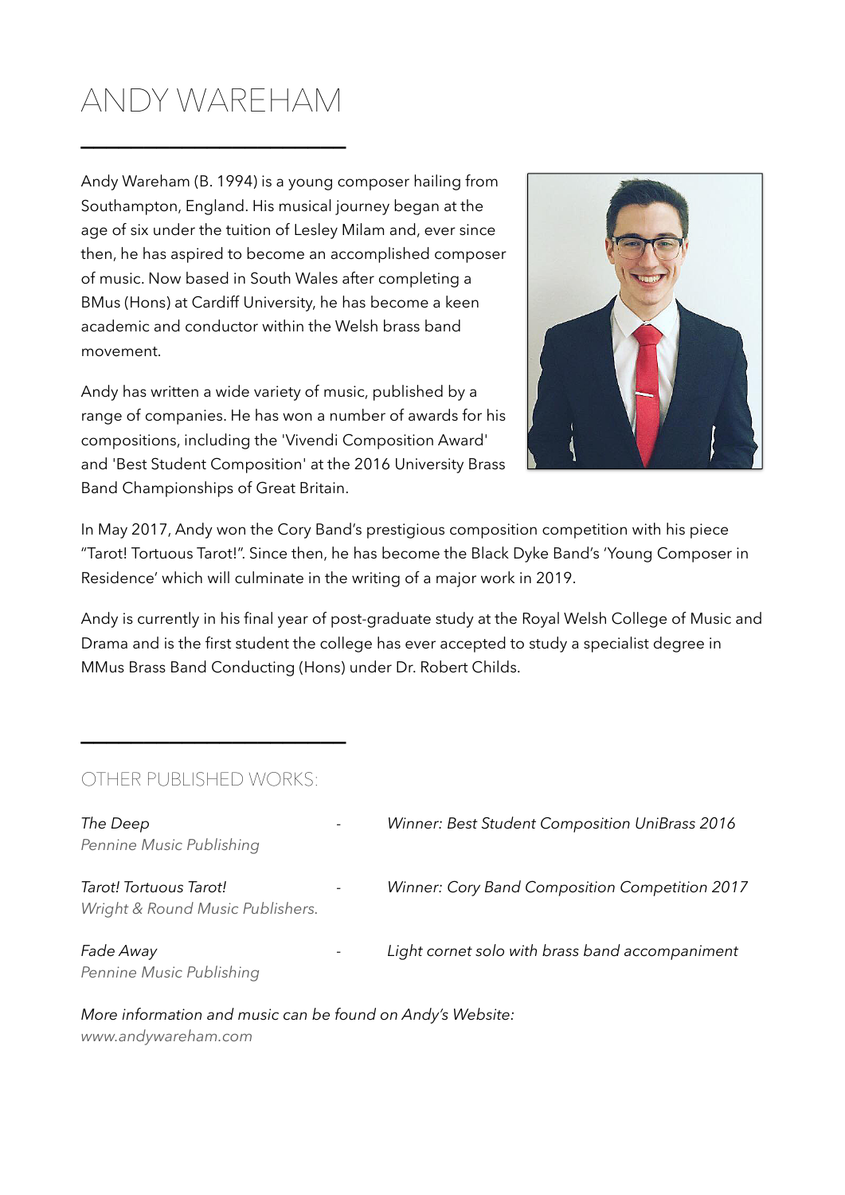# ANDY WAREHAM

Andy Wareham (B. 1994) is a young composer hailing from Southampton, England. His musical journey began at the age of six under the tuition of Lesley Milam and, ever since then, he has aspired to become an accomplished composer of music. Now based in South Wales after completing a BMus (Hons) at Cardiff University, he has become a keen academic and conductor within the Welsh brass band movement.

Andy has written a wide variety of music, published by a range of companies. He has won a number of awards for his compositions, including the 'Vivendi Composition Award' and 'Best Student Composition' at the 2016 University Brass Band Championships of Great Britain.

In May 2017, Andy won the Cory Band's prestigious composition competition with his piece "Tarot! Tortuous Tarot!". Since then, he has become the Black Dyke Band's 'Young Composer in Residence' which will culminate in the writing of a major work in 2019.

Andy is currently in his final year of post-graduate study at the Royal Welsh College of Music and Drama and is the first student the college has ever accepted to study a specialist degree in MMus Brass Band Conducting (Hons) under Dr. Robert Childs.

## OTHER PUBLISHED WORKS:

*The Deep* - *Winner: Best Student Composition UniBrass 2016*
*Pennine Music Publishing*

*Tarot! Tortuous Tarot!* - *Winner: Cory Band Composition Competition 2017*
*Wright & Round Music Publishers.*

*Fade Away* - *Light cornet solo with brass band accompaniment*
*Pennine Music Publishing*

*More information and music can be found on Andy's Website:*
*www.andywareham.com*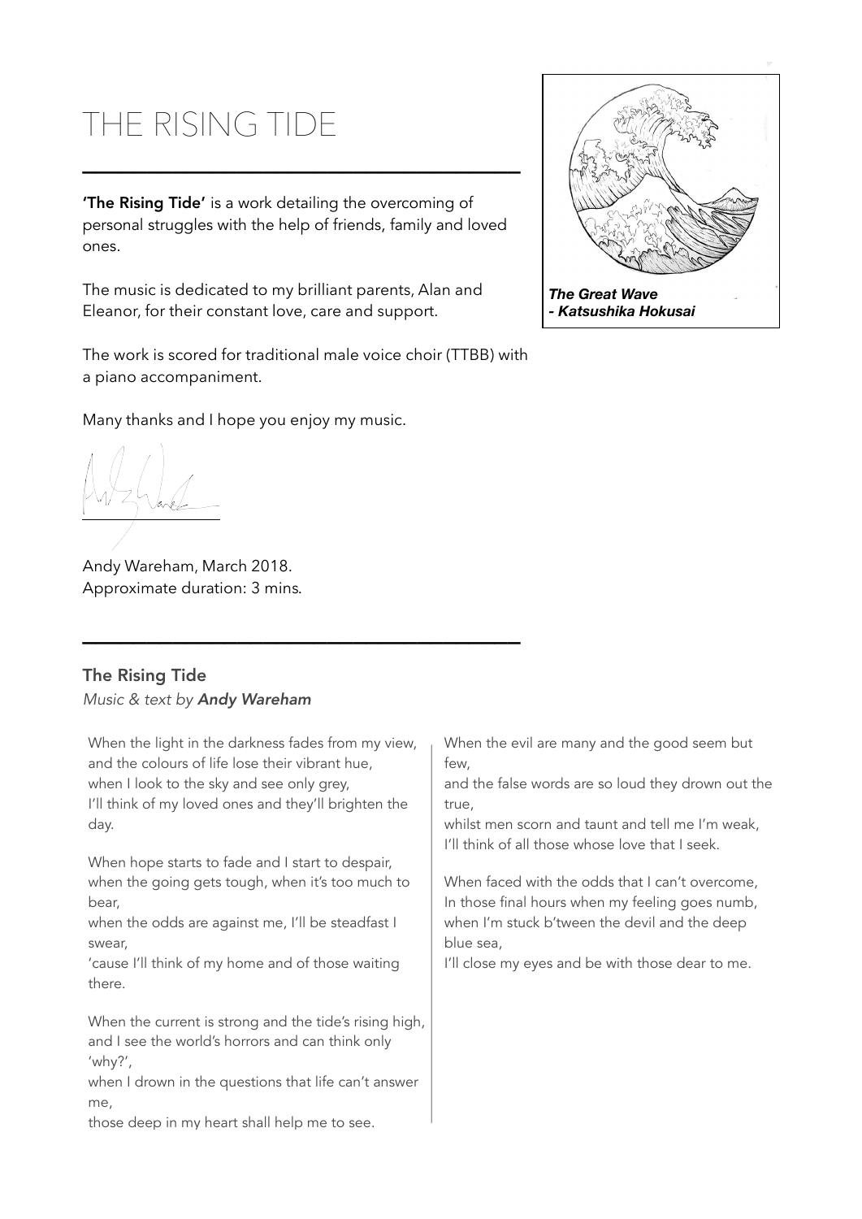# THE RISING TIDE

**'The Rising Tide'** is a work detailing the overcoming of personal struggles with the help of friends, family and loved ones.

The music is dedicated to my brilliant parents, Alan and Eleanor, for their constant love, care and support.

The work is scored for traditional male voice choir (TTBB) with a piano accompaniment.

Many thanks and I hope you enjoy my music.

***The Great Wave***
***- Katsushika Hokusai***

Andy Wareham, March 2018.
Approximate duration: 3 mins.

## The Rising Tide

*Music & text by **Andy Wareham***

When the light in the darkness fades from my view,
and the colours of life lose their vibrant hue,
when I look to the sky and see only grey,
I'll think of my loved ones and they'll brighten the day.

When hope starts to fade and I start to despair,
when the going gets tough, when it's too much to bear,
when the odds are against me, I'll be steadfast I swear,
'cause I'll think of my home and of those waiting there.

When the current is strong and the tide's rising high,
and I see the world's horrors and can think only 'why?',
when I drown in the questions that life can't answer me,
those deep in my heart shall help me to see.

When the evil are many and the good seem but few,
and the false words are so loud they drown out the true,
whilst men scorn and taunt and tell me I'm weak,
I'll think of all those whose love that I seek.

When faced with the odds that I can't overcome,
In those final hours when my feeling goes numb,
when I'm stuck b'tween the devil and the deep blue sea,
I'll close my eyes and be with those dear to me.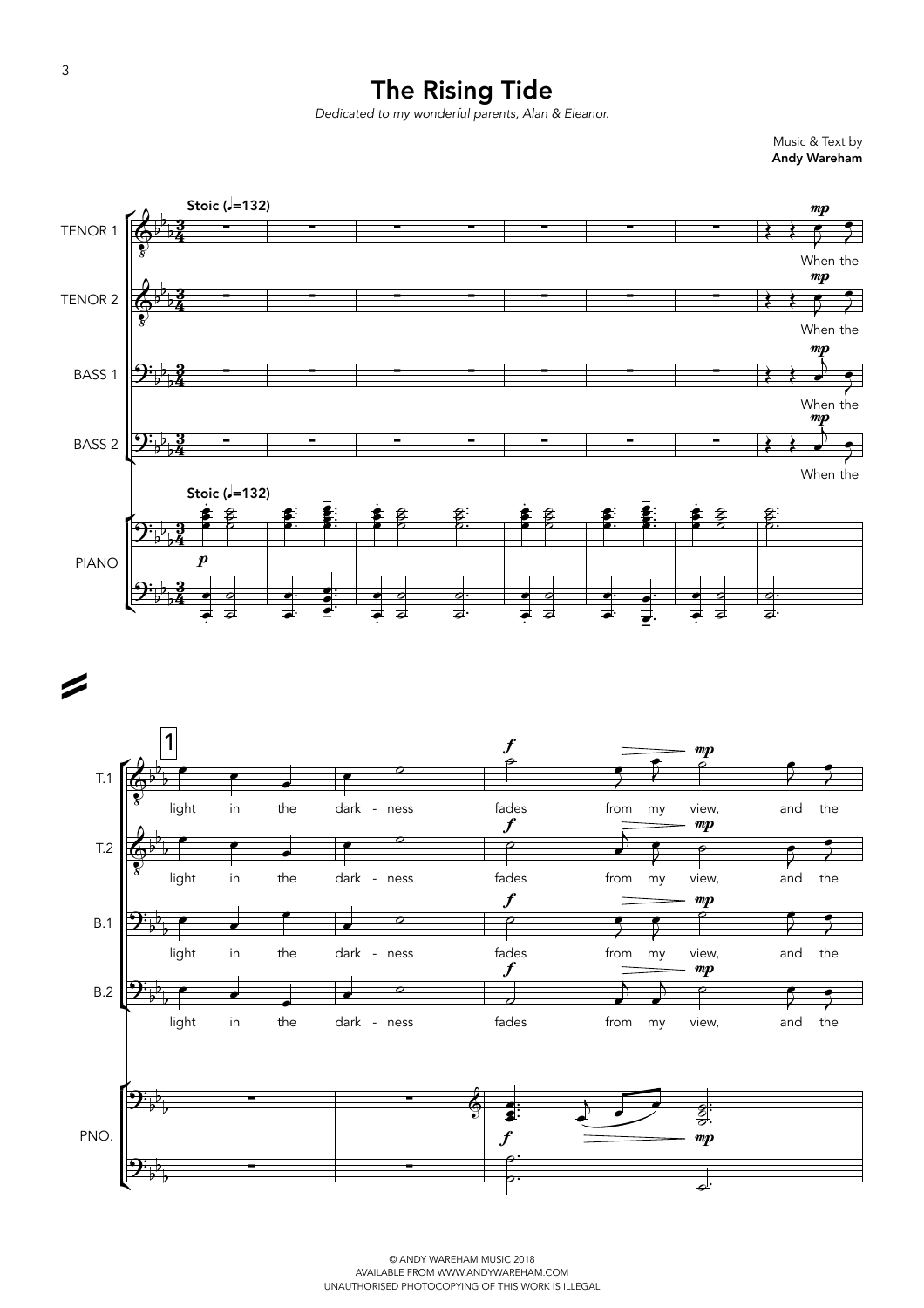# The Rising Tide

*Dedicated to my wonderful parents, Alan & Eleanor.*

Music & Text by
**Andy Wareham**

**Stoic (♩.=132)**

TENOR 1

TENOR 2

BASS 1

BASS 2

PIANO

When the light in the dark - ness fades from my view, and the

© ANDY WAREHAM MUSIC 2018
AVAILABLE FROM WWW.ANDYWAREHAM.COM
UNAUTHORISED PHOTOCOPYING OF THIS WORK IS ILLEGAL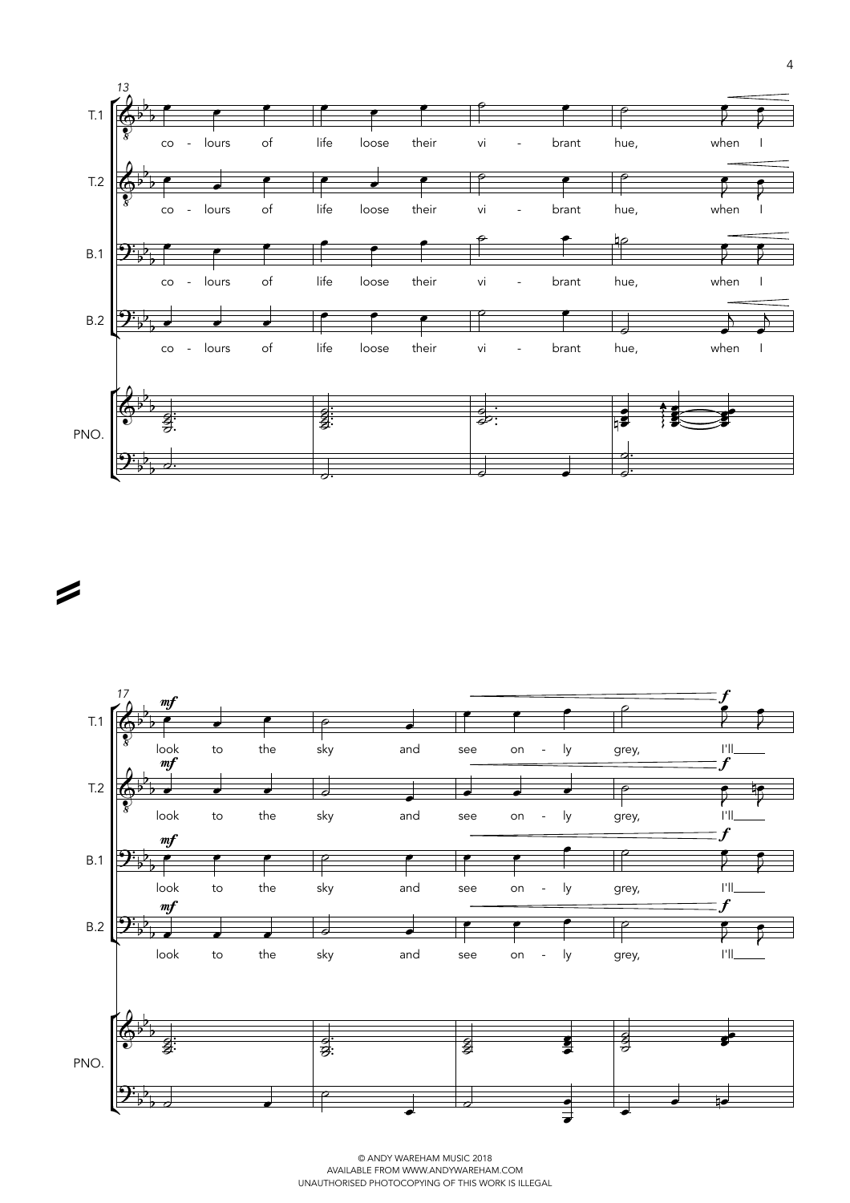co - lours of life loose their vi - brant hue, when I

look to the sky and see on - ly grey, I'll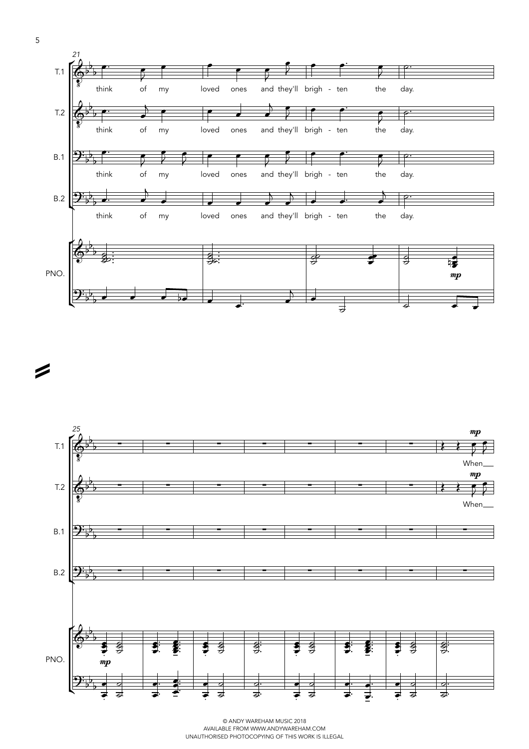T.1: think of my loved ones and they'll brigh - ten the day.

T.2: think of my loved ones and they'll brigh - ten the day.

B.1: think of my loved ones and they'll brigh - ten the day.

B.2: think of my loved ones and they'll brigh - ten the day.

PNO. *mp*

T.1: *mp* When

T.2: *mp* When

B.1

B.2

PNO. *mp*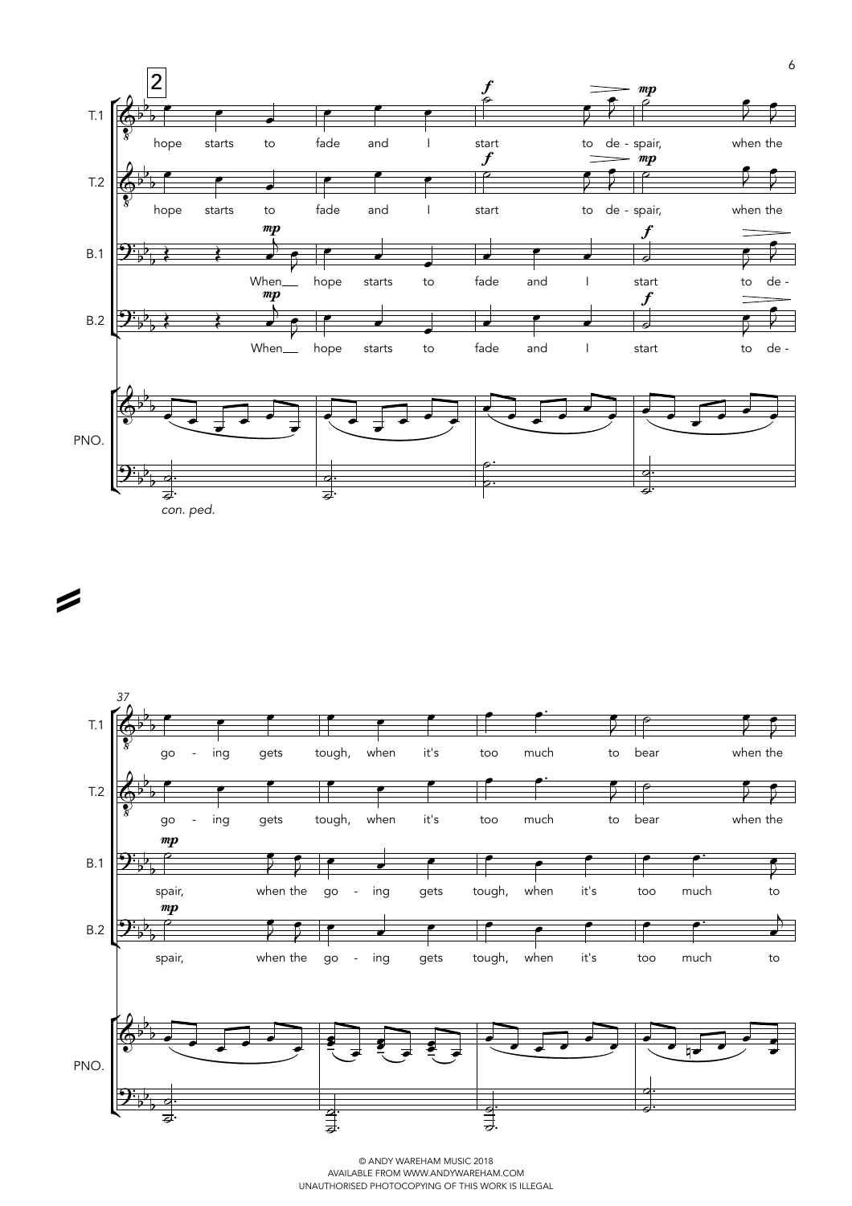**2**

T.1: hope starts to fade and I start to de - spair, when the

T.2: hope starts to fade and I start to de - spair, when the

B.1: When\_\_ hope starts to fade and I start to de -

B.2: When\_\_ hope starts to fade and I start to de -

PNO.

*con. ped.*

37

T.1: go - ing gets tough, when it's too much to bear when the

T.2: go - ing gets tough, when it's too much to bear when the

B.1: spair, when the go - ing gets tough, when it's too much to

B.2: spair, when the go - ing gets tough, when it's too much to

PNO.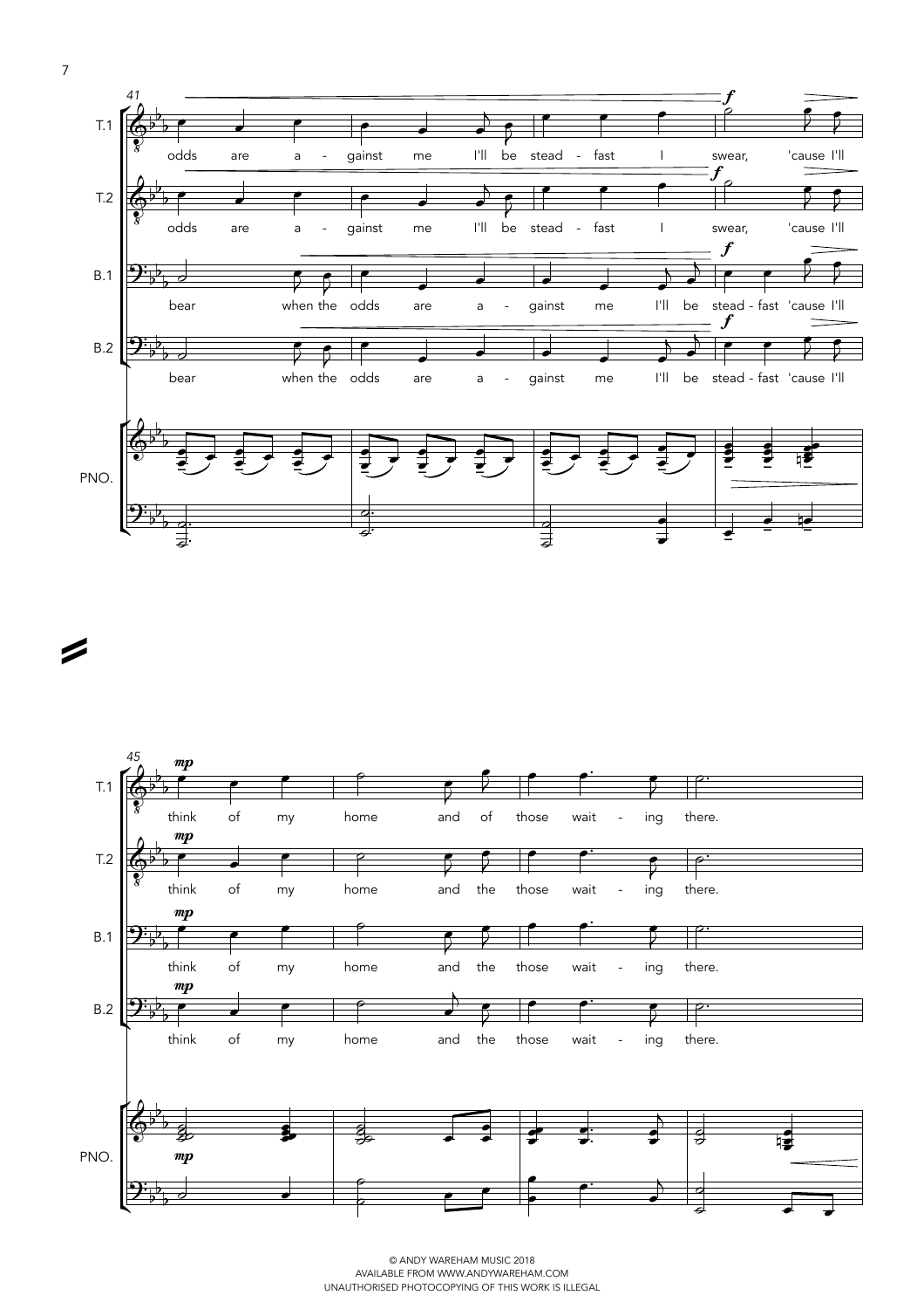41

T.1: odds are a - gainst me I'll be stead - fast I swear, 'cause I'll

T.2: odds are a - gainst me I'll be stead - fast I swear, 'cause I'll

B.1: bear when the odds are a - gainst me I'll be stead - fast 'cause I'll

B.2: bear when the odds are a - gainst me I'll be stead - fast 'cause I'll

PNO.

45

T.1: *mp* think of my home and of those wait - ing there.

T.2: *mp* think of my home and the those wait - ing there.

B.1: *mp* think of my home and the those wait - ing there.

B.2: *mp* think of my home and the those wait - ing there.

PNO. *mp*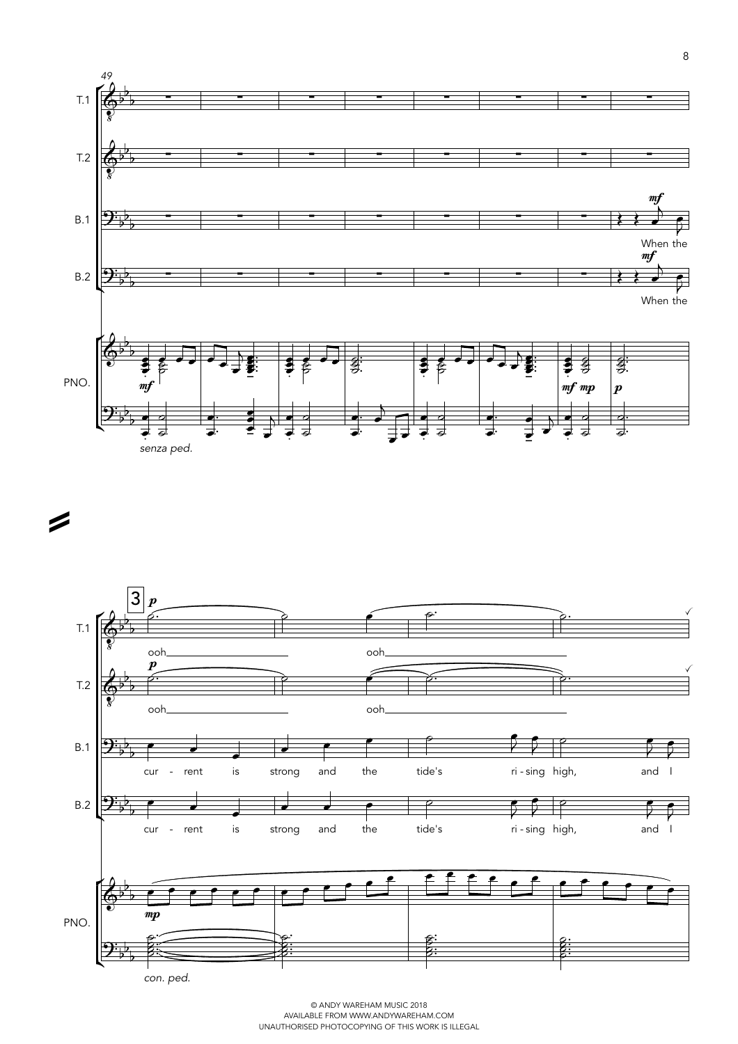T.1

T.2

B.1

B.2

PNO.

When the

When the

*senza ped.*

3

ooh ooh

cur - rent is strong and the tide's ri - sing high, and I

*con. ped.*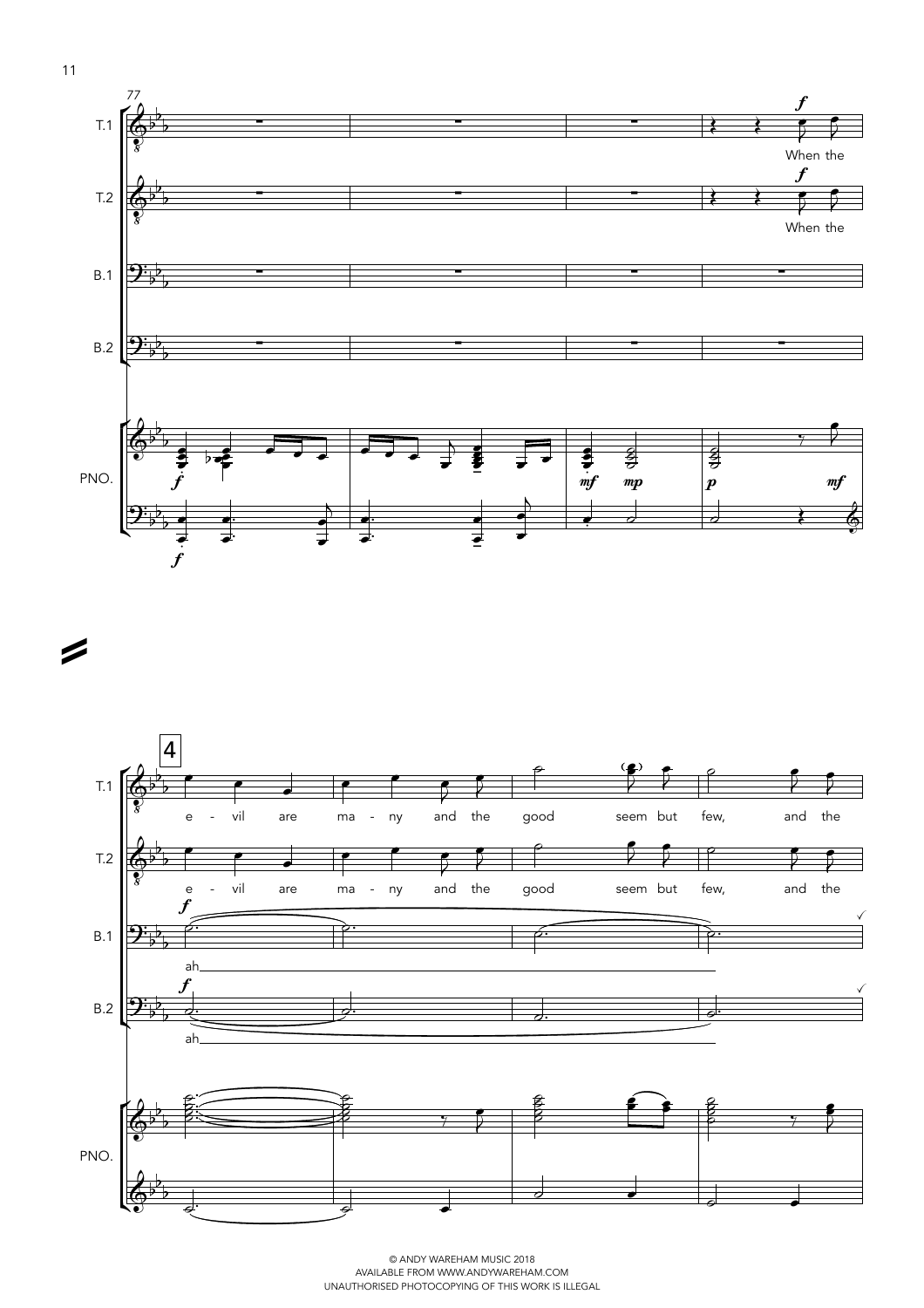When the

e - vil are ma - ny and the good seem but few, and the

ah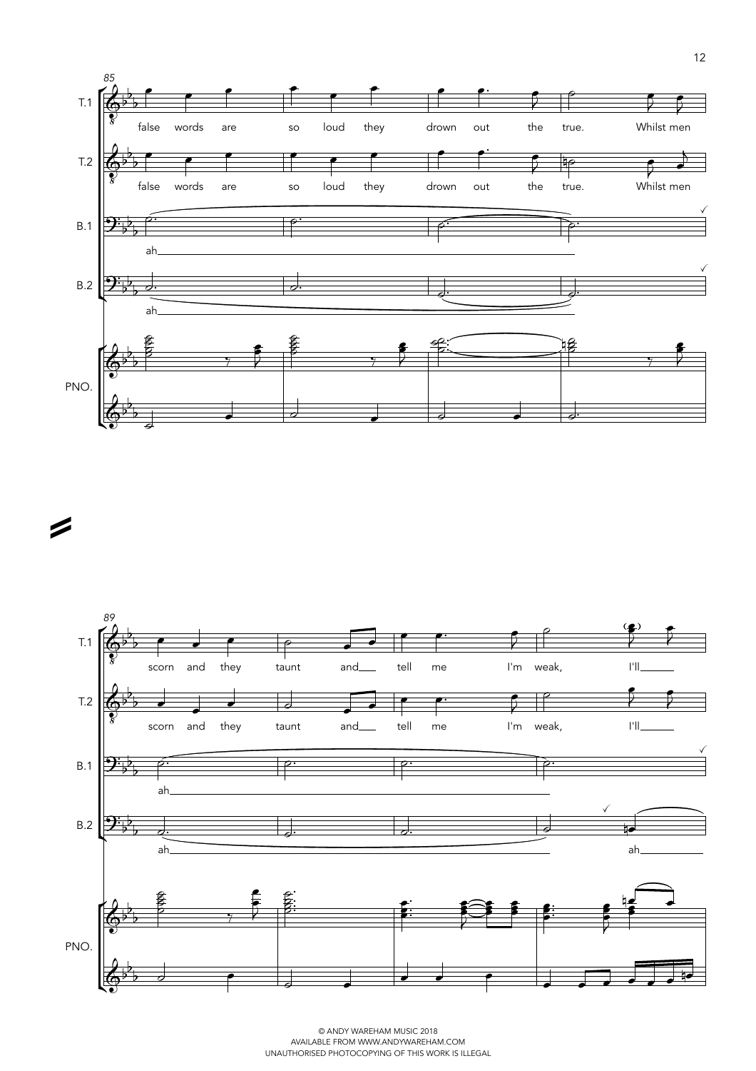85

T.1: false words are so loud they drown out the true. Whilst men

T.2: false words are so loud they drown out the true. Whilst men

B.1: ah

B.2: ah

PNO.

89

T.1: scorn and they taunt and tell me I'm weak, I'll

T.2: scorn and they taunt and tell me I'm weak, I'll

B.1: ah

B.2: ah ah

PNO.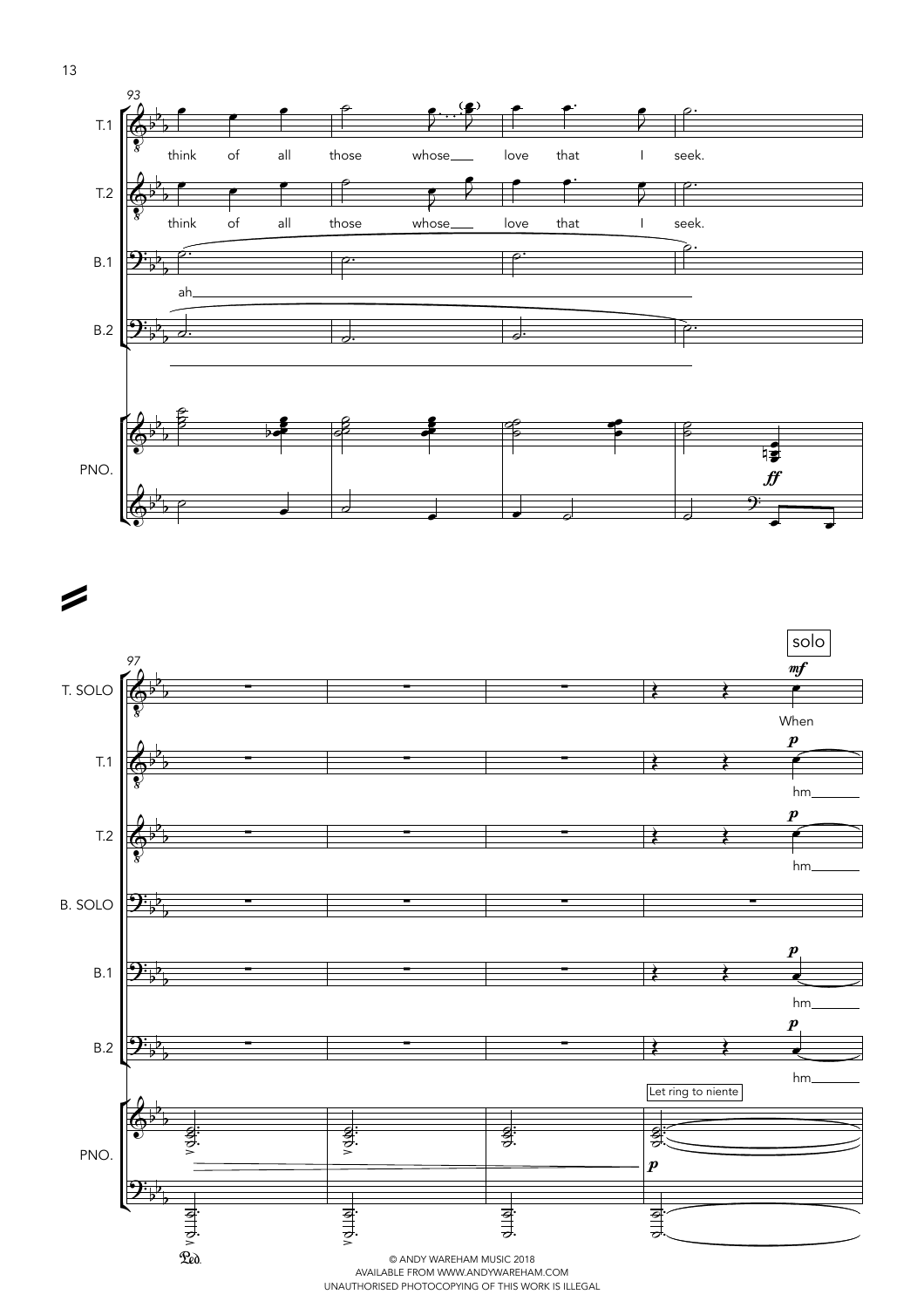93

T.1: think of all those whose love that I seek.

T.2: think of all those whose love that I seek.

B.1: ah

B.2:

PNO.

*ff*

97

solo

T. SOLO: *mf* When

T.1: *p* hm

T.2: *p* hm

B. SOLO

B.1: *p* hm

B.2: *p* hm

PNO.

Let ring to niente

*p*

Ped.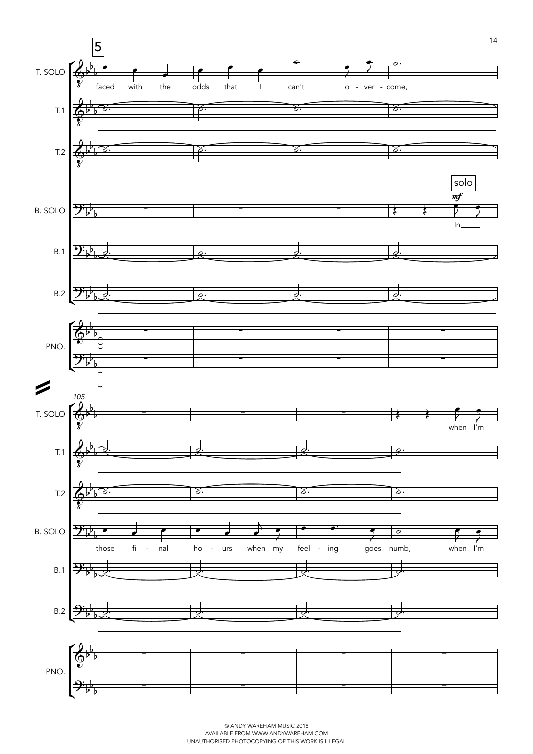**5**

T. SOLO: faced with the odds that I can't o - ver - come,

B. SOLO: *solo* *mf* In\_\_\_\_

105

T. SOLO: when I'm

B. SOLO: those fi - nal ho - urs when my feel - ing goes numb, when I'm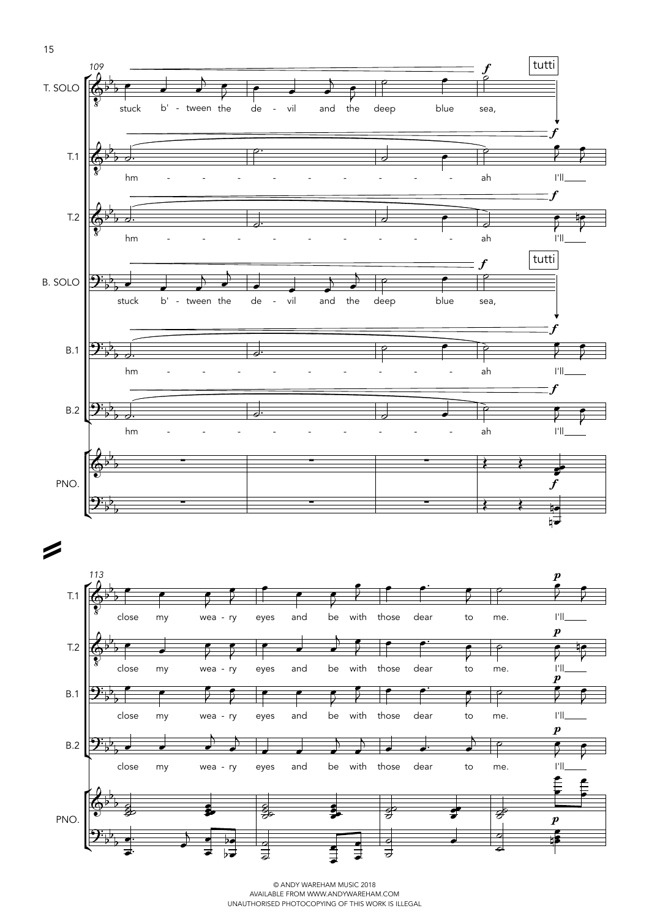T. SOLO / B. SOLO: stuck b' - tween the de - vil and the deep blue sea, *tutti*

T.1 / T.2 / B.1 / B.2: hm - - - - - - - - - - - ah I'll___

T.1 / T.2 / B.1 / B.2: close my wea - ry eyes and be with those dear to me. I'll___

PNO.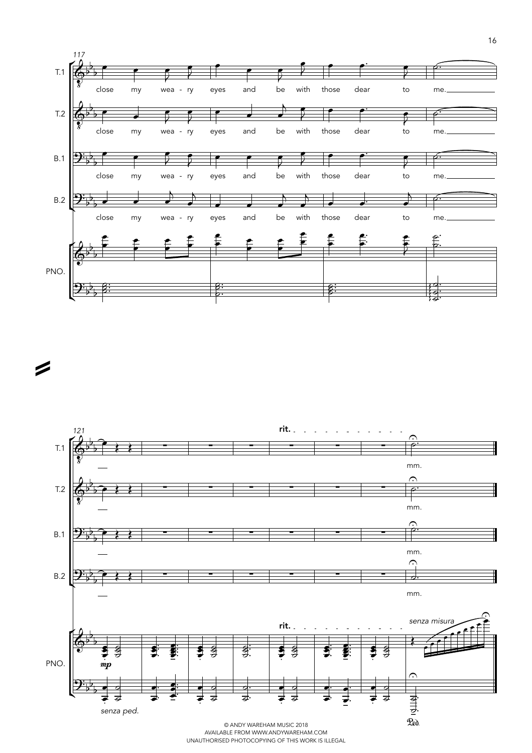© ANDY WAREHAM MUSIC 2018
AVAILABLE FROM WWW.ANDYWAREHAM.COM
UNAUTHORISED PHOTOCOPYING OF THIS WORK IS ILLEGAL